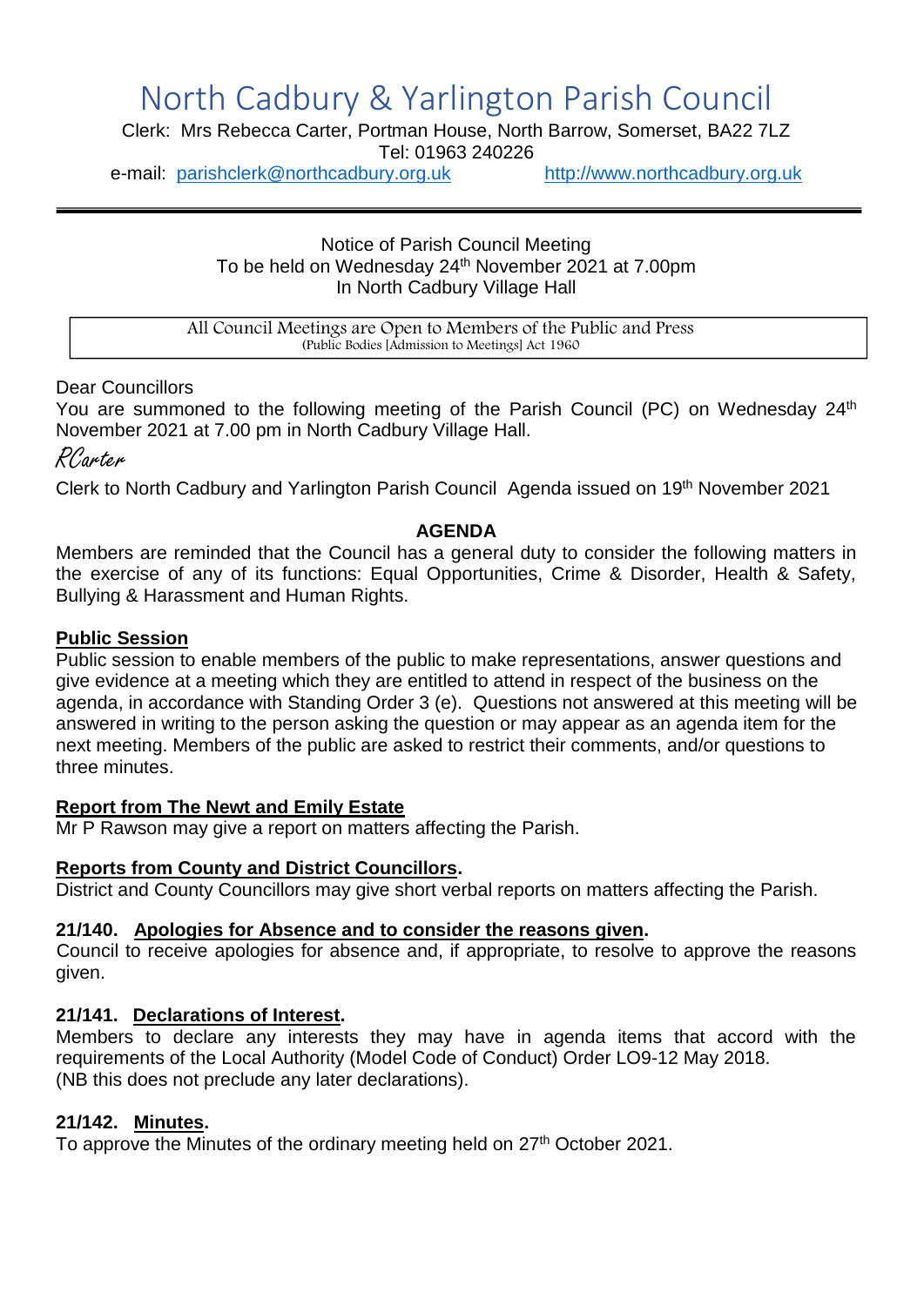# North Cadbury & Yarlington Parish Council

Clerk: Mrs Rebecca Carter, Portman House, North Barrow, Somerset, BA22 7LZ

Tel: 01963 240226

e-mail: parishclerk@northcadbury.org.uk http://www.northcadbury.org.uk

---

Notice of Parish Council Meeting
To be held on Wednesday 24th November 2021 at 7.00pm
In North Cadbury Village Hall

All Council Meetings are Open to Members of the Public and Press
(Public Bodies [Admission to Meetings] Act 1960

Dear Councillors

You are summoned to the following meeting of the Parish Council (PC) on Wednesday 24th November 2021 at 7.00 pm in North Cadbury Village Hall.

*RCarter*

Clerk to North Cadbury and Yarlington Parish Council Agenda issued on 19th November 2021

## AGENDA

Members are reminded that the Council has a general duty to consider the following matters in the exercise of any of its functions: Equal Opportunities, Crime & Disorder, Health & Safety, Bullying & Harassment and Human Rights.

### Public Session

Public session to enable members of the public to make representations, answer questions and give evidence at a meeting which they are entitled to attend in respect of the business on the agenda, in accordance with Standing Order 3 (e). Questions not answered at this meeting will be answered in writing to the person asking the question or may appear as an agenda item for the next meeting. Members of the public are asked to restrict their comments, and/or questions to three minutes.

### Report from The Newt and Emily Estate

Mr P Rawson may give a report on matters affecting the Parish.

### Reports from County and District Councillors.

District and County Councillors may give short verbal reports on matters affecting the Parish.

### 21/140. Apologies for Absence and to consider the reasons given.

Council to receive apologies for absence and, if appropriate, to resolve to approve the reasons given.

### 21/141. Declarations of Interest.

Members to declare any interests they may have in agenda items that accord with the requirements of the Local Authority (Model Code of Conduct) Order LO9-12 May 2018.
(NB this does not preclude any later declarations).

### 21/142. Minutes.

To approve the Minutes of the ordinary meeting held on 27th October 2021.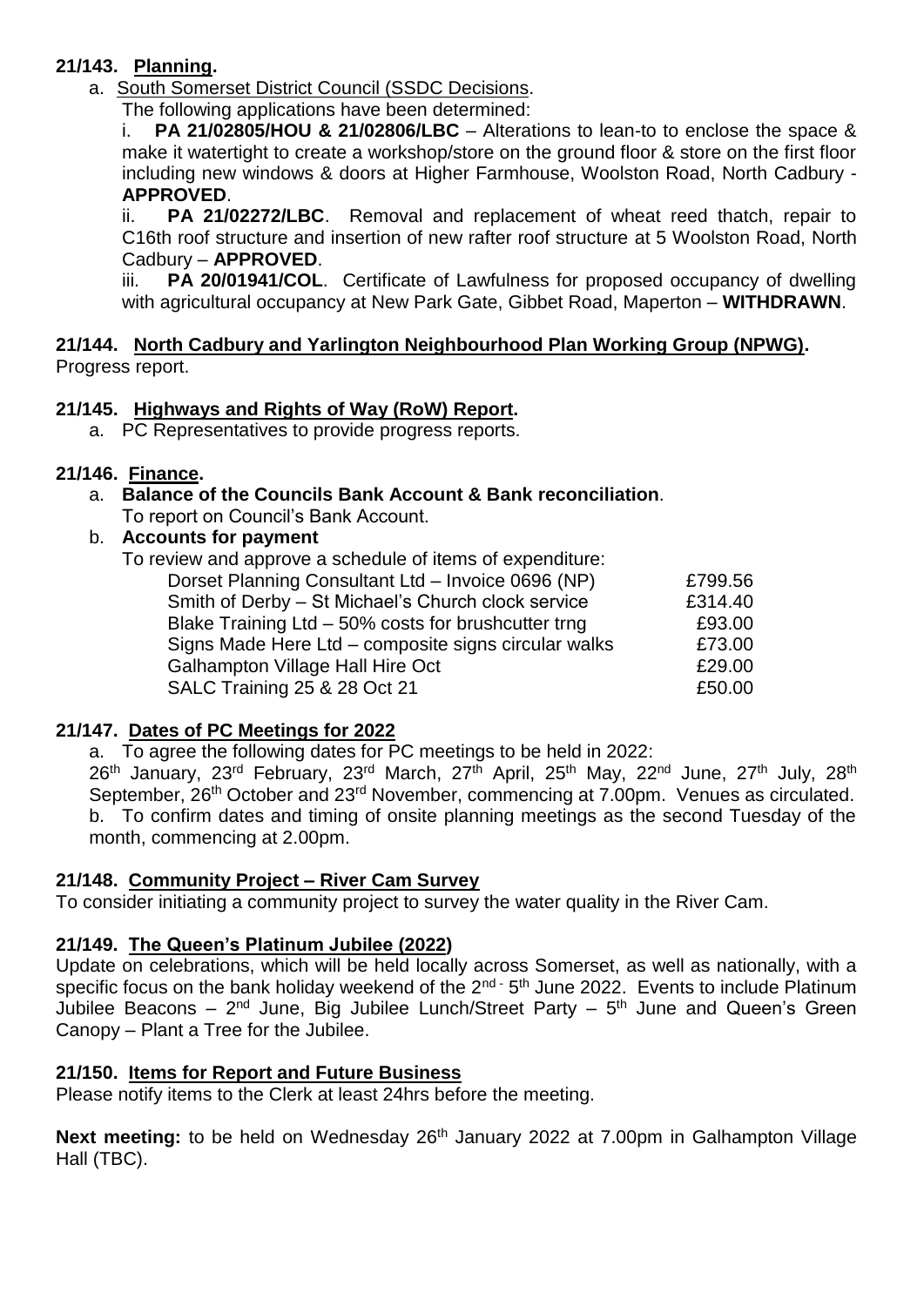**21/143. Planning.**

a. South Somerset District Council (SSDC Decisions.

The following applications have been determined:

i. **PA 21/02805/HOU & 21/02806/LBC** – Alterations to lean-to to enclose the space & make it watertight to create a workshop/store on the ground floor & store on the first floor including new windows & doors at Higher Farmhouse, Woolston Road, North Cadbury - **APPROVED**.

ii. **PA 21/02272/LBC**. Removal and replacement of wheat reed thatch, repair to C16th roof structure and insertion of new rafter roof structure at 5 Woolston Road, North Cadbury – **APPROVED**.

iii. **PA 20/01941/COL**. Certificate of Lawfulness for proposed occupancy of dwelling with agricultural occupancy at New Park Gate, Gibbet Road, Maperton – **WITHDRAWN**.

**21/144. North Cadbury and Yarlington Neighbourhood Plan Working Group (NPWG).**

Progress report.

**21/145. Highways and Rights of Way (RoW) Report.**

a. PC Representatives to provide progress reports.

**21/146. Finance.**

a. **Balance of the Councils Bank Account & Bank reconciliation**.
To report on Council's Bank Account.

b. **Accounts for payment**
To review and approve a schedule of items of expenditure:

| | |
|---|---|
| Dorset Planning Consultant Ltd – Invoice 0696 (NP) | £799.56 |
| Smith of Derby – St Michael's Church clock service | £314.40 |
| Blake Training Ltd – 50% costs for brushcutter trng | £93.00 |
| Signs Made Here Ltd – composite signs circular walks | £73.00 |
| Galhampton Village Hall Hire Oct | £29.00 |
| SALC Training 25 & 28 Oct 21 | £50.00 |

**21/147. Dates of PC Meetings for 2022**

a. To agree the following dates for PC meetings to be held in 2022:
26th January, 23rd February, 23rd March, 27th April, 25th May, 22nd June, 27th July, 28th September, 26th October and 23rd November, commencing at 7.00pm. Venues as circulated.

b. To confirm dates and timing of onsite planning meetings as the second Tuesday of the month, commencing at 2.00pm.

**21/148. Community Project – River Cam Survey**

To consider initiating a community project to survey the water quality in the River Cam.

**21/149. The Queen's Platinum Jubilee (2022)**

Update on celebrations, which will be held locally across Somerset, as well as nationally, with a specific focus on the bank holiday weekend of the 2nd - 5th June 2022. Events to include Platinum Jubilee Beacons – 2nd June, Big Jubilee Lunch/Street Party – 5th June and Queen's Green Canopy – Plant a Tree for the Jubilee.

**21/150. Items for Report and Future Business**

Please notify items to the Clerk at least 24hrs before the meeting.

**Next meeting:** to be held on Wednesday 26th January 2022 at 7.00pm in Galhampton Village Hall (TBC).